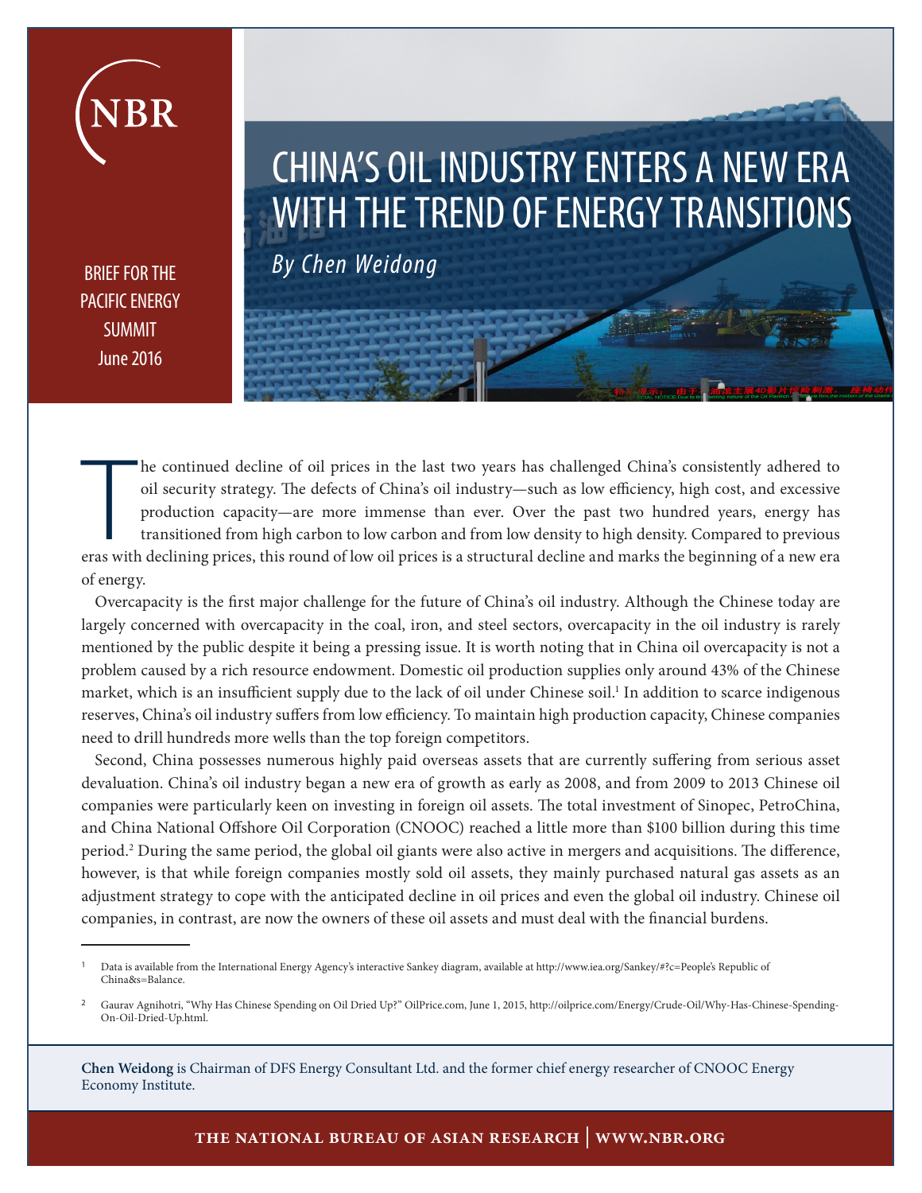NBR

BRIEF FOR THE PACIFIC ENERGY SUMMIT
June 2016

# CHINA'S OIL INDUSTRY ENTERS A NEW ERA WITH THE TREND OF ENERGY TRANSITIONS

*By Chen Weidong*

The continued decline of oil prices in the last two years has challenged China's consistently adhered to oil security strategy. The defects of China's oil industry—such as low efficiency, high cost, and excessive production capacity—are more immense than ever. Over the past two hundred years, energy has transitioned from high carbon to low carbon and from low density to high density. Compared to previous eras with declining prices, this round of low oil prices is a structural decline and marks the beginning of a new era of energy.

Overcapacity is the first major challenge for the future of China's oil industry. Although the Chinese today are largely concerned with overcapacity in the coal, iron, and steel sectors, overcapacity in the oil industry is rarely mentioned by the public despite it being a pressing issue. It is worth noting that in China oil overcapacity is not a problem caused by a rich resource endowment. Domestic oil production supplies only around 43% of the Chinese market, which is an insufficient supply due to the lack of oil under Chinese soil.[1] In addition to scarce indigenous reserves, China's oil industry suffers from low efficiency. To maintain high production capacity, Chinese companies need to drill hundreds more wells than the top foreign competitors.

Second, China possesses numerous highly paid overseas assets that are currently suffering from serious asset devaluation. China's oil industry began a new era of growth as early as 2008, and from 2009 to 2013 Chinese oil companies were particularly keen on investing in foreign oil assets. The total investment of Sinopec, PetroChina, and China National Offshore Oil Corporation (CNOOC) reached a little more than $100 billion during this time period.[2] During the same period, the global oil giants were also active in mergers and acquisitions. The difference, however, is that while foreign companies mostly sold oil assets, they mainly purchased natural gas assets as an adjustment strategy to cope with the anticipated decline in oil prices and even the global oil industry. Chinese oil companies, in contrast, are now the owners of these oil assets and must deal with the financial burdens.

---

[1] Data is available from the International Energy Agency's interactive Sankey diagram, available at http://www.iea.org/Sankey/#?c=People's Republic of China&s=Balance.

[2] Gaurav Agnihotri, "Why Has Chinese Spending on Oil Dried Up?" OilPrice.com, June 1, 2015, http://oilprice.com/Energy/Crude-Oil/Why-Has-Chinese-Spending-On-Oil-Dried-Up.html.

**Chen Weidong** is Chairman of DFS Energy Consultant Ltd. and the former chief energy researcher of CNOOC Energy Economy Institute.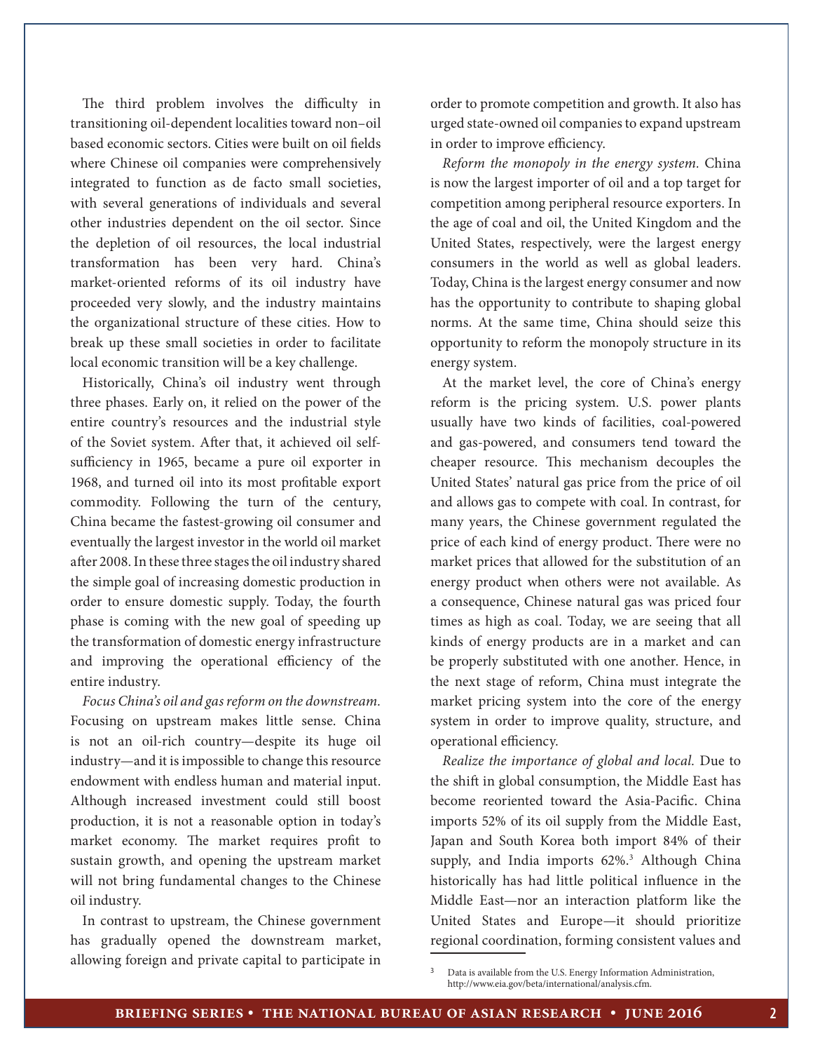The third problem involves the difficulty in transitioning oil-dependent localities toward non–oil based economic sectors. Cities were built on oil fields where Chinese oil companies were comprehensively integrated to function as de facto small societies, with several generations of individuals and several other industries dependent on the oil sector. Since the depletion of oil resources, the local industrial transformation has been very hard. China's market-oriented reforms of its oil industry have proceeded very slowly, and the industry maintains the organizational structure of these cities. How to break up these small societies in order to facilitate local economic transition will be a key challenge.

Historically, China's oil industry went through three phases. Early on, it relied on the power of the entire country's resources and the industrial style of the Soviet system. After that, it achieved oil self-sufficiency in 1965, became a pure oil exporter in 1968, and turned oil into its most profitable export commodity. Following the turn of the century, China became the fastest-growing oil consumer and eventually the largest investor in the world oil market after 2008. In these three stages the oil industry shared the simple goal of increasing domestic production in order to ensure domestic supply. Today, the fourth phase is coming with the new goal of speeding up the transformation of domestic energy infrastructure and improving the operational efficiency of the entire industry.

*Focus China's oil and gas reform on the downstream.* Focusing on upstream makes little sense. China is not an oil-rich country—despite its huge oil industry—and it is impossible to change this resource endowment with endless human and material input. Although increased investment could still boost production, it is not a reasonable option in today's market economy. The market requires profit to sustain growth, and opening the upstream market will not bring fundamental changes to the Chinese oil industry.

In contrast to upstream, the Chinese government has gradually opened the downstream market, allowing foreign and private capital to participate in order to promote competition and growth. It also has urged state-owned oil companies to expand upstream in order to improve efficiency.

*Reform the monopoly in the energy system.* China is now the largest importer of oil and a top target for competition among peripheral resource exporters. In the age of coal and oil, the United Kingdom and the United States, respectively, were the largest energy consumers in the world as well as global leaders. Today, China is the largest energy consumer and now has the opportunity to contribute to shaping global norms. At the same time, China should seize this opportunity to reform the monopoly structure in its energy system.

At the market level, the core of China's energy reform is the pricing system. U.S. power plants usually have two kinds of facilities, coal-powered and gas-powered, and consumers tend toward the cheaper resource. This mechanism decouples the United States' natural gas price from the price of oil and allows gas to compete with coal. In contrast, for many years, the Chinese government regulated the price of each kind of energy product. There were no market prices that allowed for the substitution of an energy product when others were not available. As a consequence, Chinese natural gas was priced four times as high as coal. Today, we are seeing that all kinds of energy products are in a market and can be properly substituted with one another. Hence, in the next stage of reform, China must integrate the market pricing system into the core of the energy system in order to improve quality, structure, and operational efficiency.

*Realize the importance of global and local.* Due to the shift in global consumption, the Middle East has become reoriented toward the Asia-Pacific. China imports 52% of its oil supply from the Middle East, Japan and South Korea both import 84% of their supply, and India imports 62%.[3] Although China historically has had little political influence in the Middle East—nor an interaction platform like the United States and Europe—it should prioritize regional coordination, forming consistent values and

[3] Data is available from the U.S. Energy Information Administration, http://www.eia.gov/beta/international/analysis.cfm.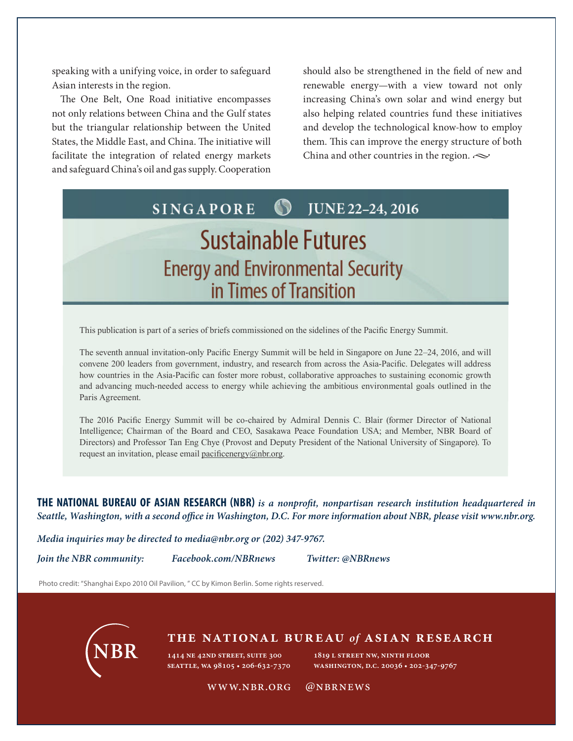speaking with a unifying voice, in order to safeguard Asian interests in the region.

The One Belt, One Road initiative encompasses not only relations between China and the Gulf states but the triangular relationship between the United States, the Middle East, and China. The initiative will facilitate the integration of related energy markets and safeguard China's oil and gas supply. Cooperation should also be strengthened in the field of new and renewable energy—with a view toward not only increasing China's own solar and wind energy but also helping related countries fund these initiatives and develop the technological know-how to employ them. This can improve the energy structure of both China and other countries in the region.

**SINGAPORE JUNE 22–24, 2016**

# Sustainable Futures

## Energy and Environmental Security in Times of Transition

This publication is part of a series of briefs commissioned on the sidelines of the Pacific Energy Summit.

The seventh annual invitation-only Pacific Energy Summit will be held in Singapore on June 22–24, 2016, and will convene 200 leaders from government, industry, and research from across the Asia-Pacific. Delegates will address how countries in the Asia-Pacific can foster more robust, collaborative approaches to sustaining economic growth and advancing much-needed access to energy while achieving the ambitious environmental goals outlined in the Paris Agreement.

The 2016 Pacific Energy Summit will be co-chaired by Admiral Dennis C. Blair (former Director of National Intelligence; Chairman of the Board and CEO, Sasakawa Peace Foundation USA; and Member, NBR Board of Directors) and Professor Tan Eng Chye (Provost and Deputy President of the National University of Singapore). To request an invitation, please email pacificenergy@nbr.org.

**THE NATIONAL BUREAU OF ASIAN RESEARCH (NBR)** *is a nonprofit, nonpartisan research institution headquartered in Seattle, Washington, with a second office in Washington, D.C. For more information about NBR, please visit www.nbr.org.*

*Media inquiries may be directed to media@nbr.org or (202) 347-9767.*

*Join the NBR community: Facebook.com/NBRnews Twitter: @NBRnews*

Photo credit: "Shanghai Expo 2010 Oil Pavilion, " CC by Kimon Berlin. Some rights reserved.

**THE NATIONAL BUREAU *of* ASIAN RESEARCH**

1414 NE 42ND STREET, SUITE 300
SEATTLE, WA 98105 • 206-632-7370

1819 L STREET NW, NINTH FLOOR
WASHINGTON, D.C. 20036 • 202-347-9767

WWW.NBR.ORG @NBRNEWS